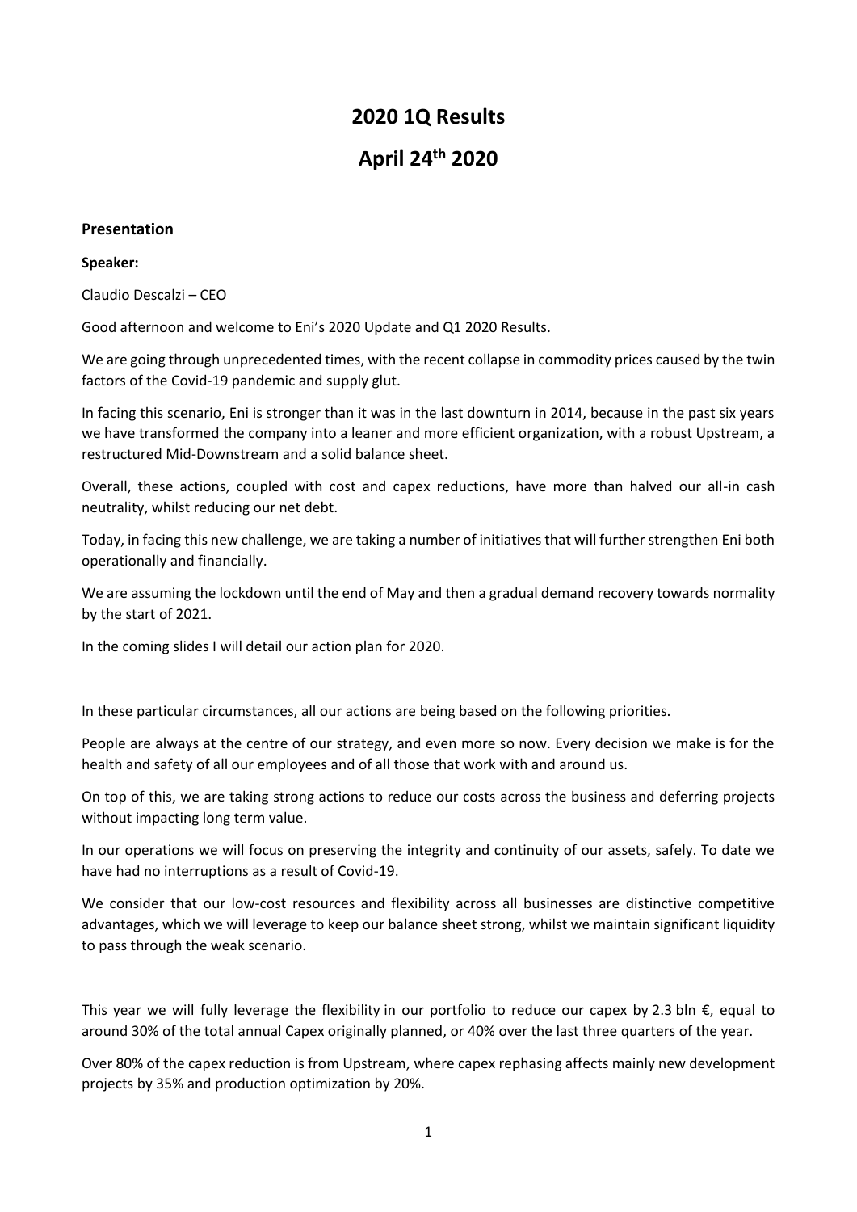# 2020 1Q Results

# April 24th 2020

## Presentation

**Speaker:**

Claudio Descalzi – CEO

Good afternoon and welcome to Eni's 2020 Update and Q1 2020 Results.

We are going through unprecedented times, with the recent collapse in commodity prices caused by the twin factors of the Covid-19 pandemic and supply glut.

In facing this scenario, Eni is stronger than it was in the last downturn in 2014, because in the past six years we have transformed the company into a leaner and more efficient organization, with a robust Upstream, a restructured Mid-Downstream and a solid balance sheet.

Overall, these actions, coupled with cost and capex reductions, have more than halved our all-in cash neutrality, whilst reducing our net debt.

Today, in facing this new challenge, we are taking a number of initiatives that will further strengthen Eni both operationally and financially.

We are assuming the lockdown until the end of May and then a gradual demand recovery towards normality by the start of 2021.

In the coming slides I will detail our action plan for 2020.

In these particular circumstances, all our actions are being based on the following priorities.

People are always at the centre of our strategy, and even more so now. Every decision we make is for the health and safety of all our employees and of all those that work with and around us.

On top of this, we are taking strong actions to reduce our costs across the business and deferring projects without impacting long term value.

In our operations we will focus on preserving the integrity and continuity of our assets, safely. To date we have had no interruptions as a result of Covid-19.

We consider that our low-cost resources and flexibility across all businesses are distinctive competitive advantages, which we will leverage to keep our balance sheet strong, whilst we maintain significant liquidity to pass through the weak scenario.

This year we will fully leverage the flexibility in our portfolio to reduce our capex by 2.3 bln €, equal to around 30% of the total annual Capex originally planned, or 40% over the last three quarters of the year.

Over 80% of the capex reduction is from Upstream, where capex rephasing affects mainly new development projects by 35% and production optimization by 20%.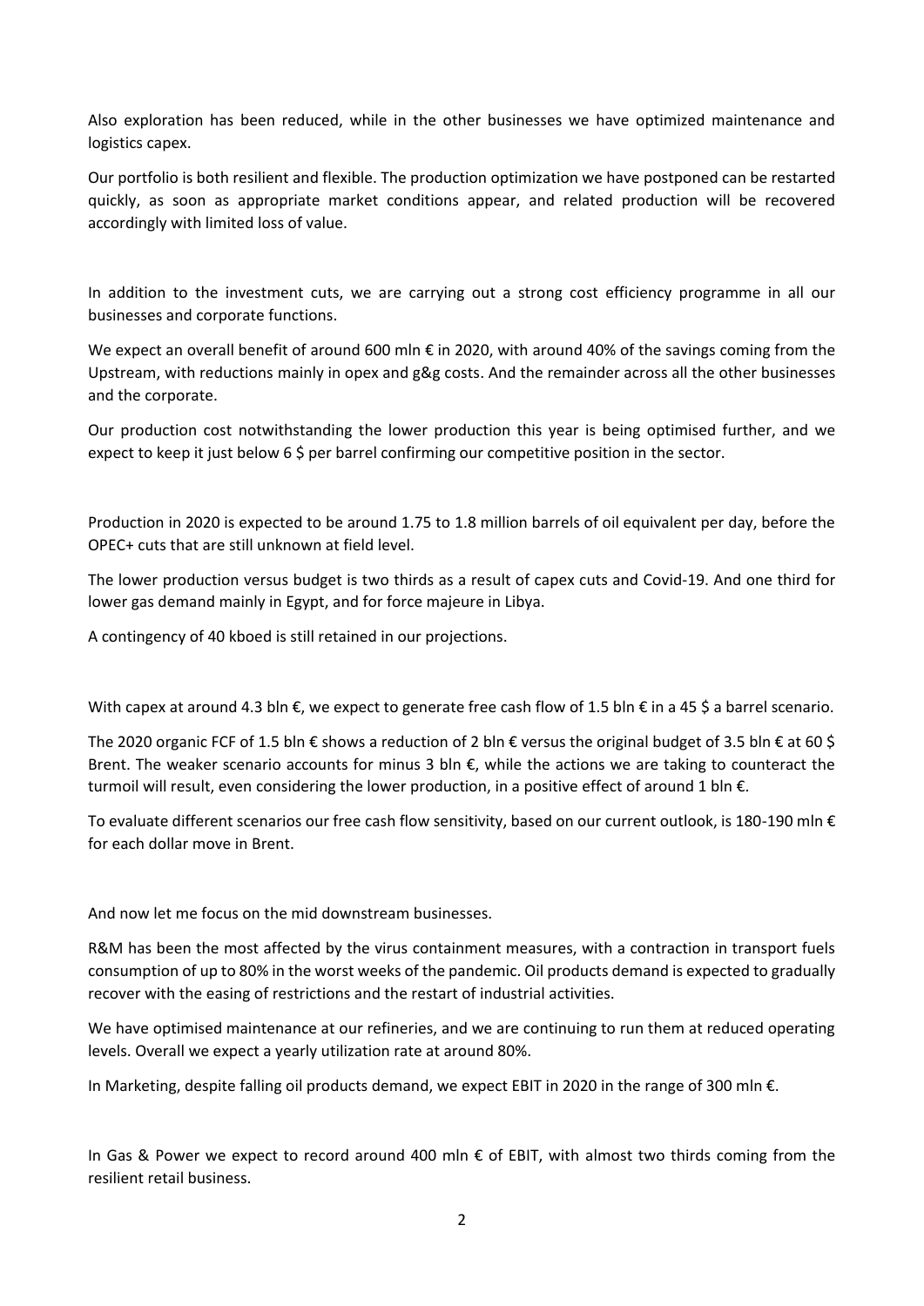Also exploration has been reduced, while in the other businesses we have optimized maintenance and logistics capex.

Our portfolio is both resilient and flexible. The production optimization we have postponed can be restarted quickly, as soon as appropriate market conditions appear, and related production will be recovered accordingly with limited loss of value.

In addition to the investment cuts, we are carrying out a strong cost efficiency programme in all our businesses and corporate functions.

We expect an overall benefit of around 600 mln € in 2020, with around 40% of the savings coming from the Upstream, with reductions mainly in opex and g&g costs. And the remainder across all the other businesses and the corporate.

Our production cost notwithstanding the lower production this year is being optimised further, and we expect to keep it just below 6 $ per barrel confirming our competitive position in the sector.

Production in 2020 is expected to be around 1.75 to 1.8 million barrels of oil equivalent per day, before the OPEC+ cuts that are still unknown at field level.

The lower production versus budget is two thirds as a result of capex cuts and Covid-19. And one third for lower gas demand mainly in Egypt, and for force majeure in Libya.

A contingency of 40 kboed is still retained in our projections.

With capex at around 4.3 bln €, we expect to generate free cash flow of 1.5 bln € in a 45 $ a barrel scenario.

The 2020 organic FCF of 1.5 bln € shows a reduction of 2 bln € versus the original budget of 3.5 bln € at 60 $ Brent. The weaker scenario accounts for minus 3 bln €, while the actions we are taking to counteract the turmoil will result, even considering the lower production, in a positive effect of around 1 bln €.

To evaluate different scenarios our free cash flow sensitivity, based on our current outlook, is 180-190 mln € for each dollar move in Brent.

And now let me focus on the mid downstream businesses.

R&M has been the most affected by the virus containment measures, with a contraction in transport fuels consumption of up to 80% in the worst weeks of the pandemic. Oil products demand is expected to gradually recover with the easing of restrictions and the restart of industrial activities.

We have optimised maintenance at our refineries, and we are continuing to run them at reduced operating levels. Overall we expect a yearly utilization rate at around 80%.

In Marketing, despite falling oil products demand, we expect EBIT in 2020 in the range of 300 mln €.

In Gas & Power we expect to record around 400 mln € of EBIT, with almost two thirds coming from the resilient retail business.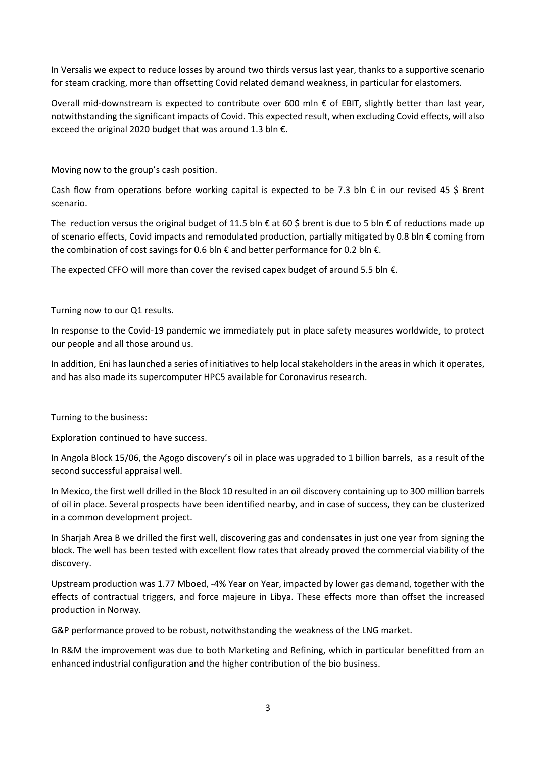In Versalis we expect to reduce losses by around two thirds versus last year, thanks to a supportive scenario for steam cracking, more than offsetting Covid related demand weakness, in particular for elastomers.

Overall mid-downstream is expected to contribute over 600 mln € of EBIT, slightly better than last year, notwithstanding the significant impacts of Covid. This expected result, when excluding Covid effects, will also exceed the original 2020 budget that was around 1.3 bln €.

Moving now to the group's cash position.

Cash flow from operations before working capital is expected to be 7.3 bln € in our revised 45 $ Brent scenario.

The reduction versus the original budget of 11.5 bln € at 60 $ brent is due to 5 bln € of reductions made up of scenario effects, Covid impacts and remodulated production, partially mitigated by 0.8 bln € coming from the combination of cost savings for 0.6 bln € and better performance for 0.2 bln €.

The expected CFFO will more than cover the revised capex budget of around 5.5 bln €.

Turning now to our Q1 results.

In response to the Covid-19 pandemic we immediately put in place safety measures worldwide, to protect our people and all those around us.

In addition, Eni has launched a series of initiatives to help local stakeholders in the areas in which it operates, and has also made its supercomputer HPC5 available for Coronavirus research.

Turning to the business:

Exploration continued to have success.

In Angola Block 15/06, the Agogo discovery's oil in place was upgraded to 1 billion barrels, as a result of the second successful appraisal well.

In Mexico, the first well drilled in the Block 10 resulted in an oil discovery containing up to 300 million barrels of oil in place. Several prospects have been identified nearby, and in case of success, they can be clusterized in a common development project.

In Sharjah Area B we drilled the first well, discovering gas and condensates in just one year from signing the block. The well has been tested with excellent flow rates that already proved the commercial viability of the discovery.

Upstream production was 1.77 Mboed, -4% Year on Year, impacted by lower gas demand, together with the effects of contractual triggers, and force majeure in Libya. These effects more than offset the increased production in Norway.

G&P performance proved to be robust, notwithstanding the weakness of the LNG market.

In R&M the improvement was due to both Marketing and Refining, which in particular benefitted from an enhanced industrial configuration and the higher contribution of the bio business.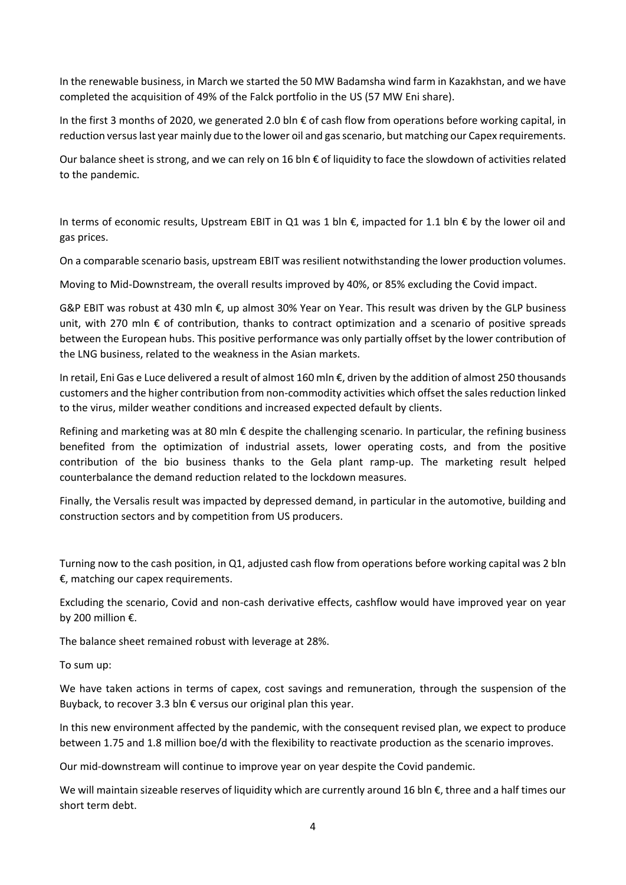In the renewable business, in March we started the 50 MW Badamsha wind farm in Kazakhstan, and we have completed the acquisition of 49% of the Falck portfolio in the US (57 MW Eni share).

In the first 3 months of 2020, we generated 2.0 bln € of cash flow from operations before working capital, in reduction versus last year mainly due to the lower oil and gas scenario, but matching our Capex requirements.

Our balance sheet is strong, and we can rely on 16 bln € of liquidity to face the slowdown of activities related to the pandemic.

In terms of economic results, Upstream EBIT in Q1 was 1 bln €, impacted for 1.1 bln € by the lower oil and gas prices.

On a comparable scenario basis, upstream EBIT was resilient notwithstanding the lower production volumes.

Moving to Mid-Downstream, the overall results improved by 40%, or 85% excluding the Covid impact.

G&P EBIT was robust at 430 mln €, up almost 30% Year on Year. This result was driven by the GLP business unit, with 270 mln € of contribution, thanks to contract optimization and a scenario of positive spreads between the European hubs. This positive performance was only partially offset by the lower contribution of the LNG business, related to the weakness in the Asian markets.

In retail, Eni Gas e Luce delivered a result of almost 160 mln €, driven by the addition of almost 250 thousands customers and the higher contribution from non-commodity activities which offset the sales reduction linked to the virus, milder weather conditions and increased expected default by clients.

Refining and marketing was at 80 mln € despite the challenging scenario. In particular, the refining business benefited from the optimization of industrial assets, lower operating costs, and from the positive contribution of the bio business thanks to the Gela plant ramp-up. The marketing result helped counterbalance the demand reduction related to the lockdown measures.

Finally, the Versalis result was impacted by depressed demand, in particular in the automotive, building and construction sectors and by competition from US producers.

Turning now to the cash position, in Q1, adjusted cash flow from operations before working capital was 2 bln €, matching our capex requirements.

Excluding the scenario, Covid and non-cash derivative effects, cashflow would have improved year on year by 200 million €.

The balance sheet remained robust with leverage at 28%.

To sum up:

We have taken actions in terms of capex, cost savings and remuneration, through the suspension of the Buyback, to recover 3.3 bln € versus our original plan this year.

In this new environment affected by the pandemic, with the consequent revised plan, we expect to produce between 1.75 and 1.8 million boe/d with the flexibility to reactivate production as the scenario improves.

Our mid-downstream will continue to improve year on year despite the Covid pandemic.

We will maintain sizeable reserves of liquidity which are currently around 16 bln €, three and a half times our short term debt.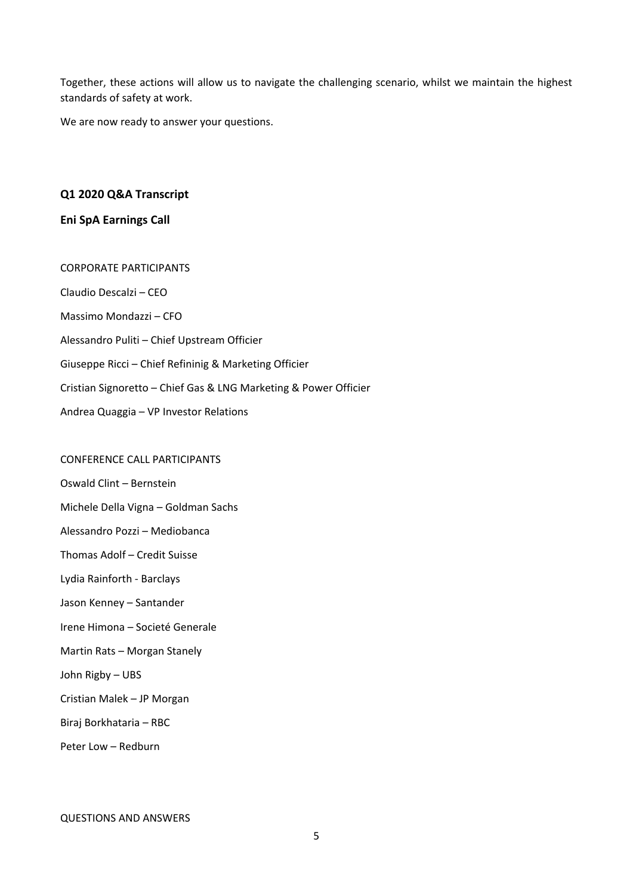Together, these actions will allow us to navigate the challenging scenario, whilst we maintain the highest standards of safety at work.

We are now ready to answer your questions.

**Q1 2020 Q&A Transcript**

**Eni SpA Earnings Call**

CORPORATE PARTICIPANTS

Claudio Descalzi – CEO

Massimo Mondazzi – CFO

Alessandro Puliti – Chief Upstream Officier

Giuseppe Ricci – Chief Refininig & Marketing Officier

Cristian Signoretto – Chief Gas & LNG Marketing & Power Officier

Andrea Quaggia – VP Investor Relations

CONFERENCE CALL PARTICIPANTS

Oswald Clint – Bernstein

Michele Della Vigna – Goldman Sachs

Alessandro Pozzi – Mediobanca

Thomas Adolf – Credit Suisse

Lydia Rainforth - Barclays

Jason Kenney – Santander

Irene Himona – Societé Generale

Martin Rats – Morgan Stanely

John Rigby – UBS

Cristian Malek – JP Morgan

Biraj Borkhataria – RBC

Peter Low – Redburn

QUESTIONS AND ANSWERS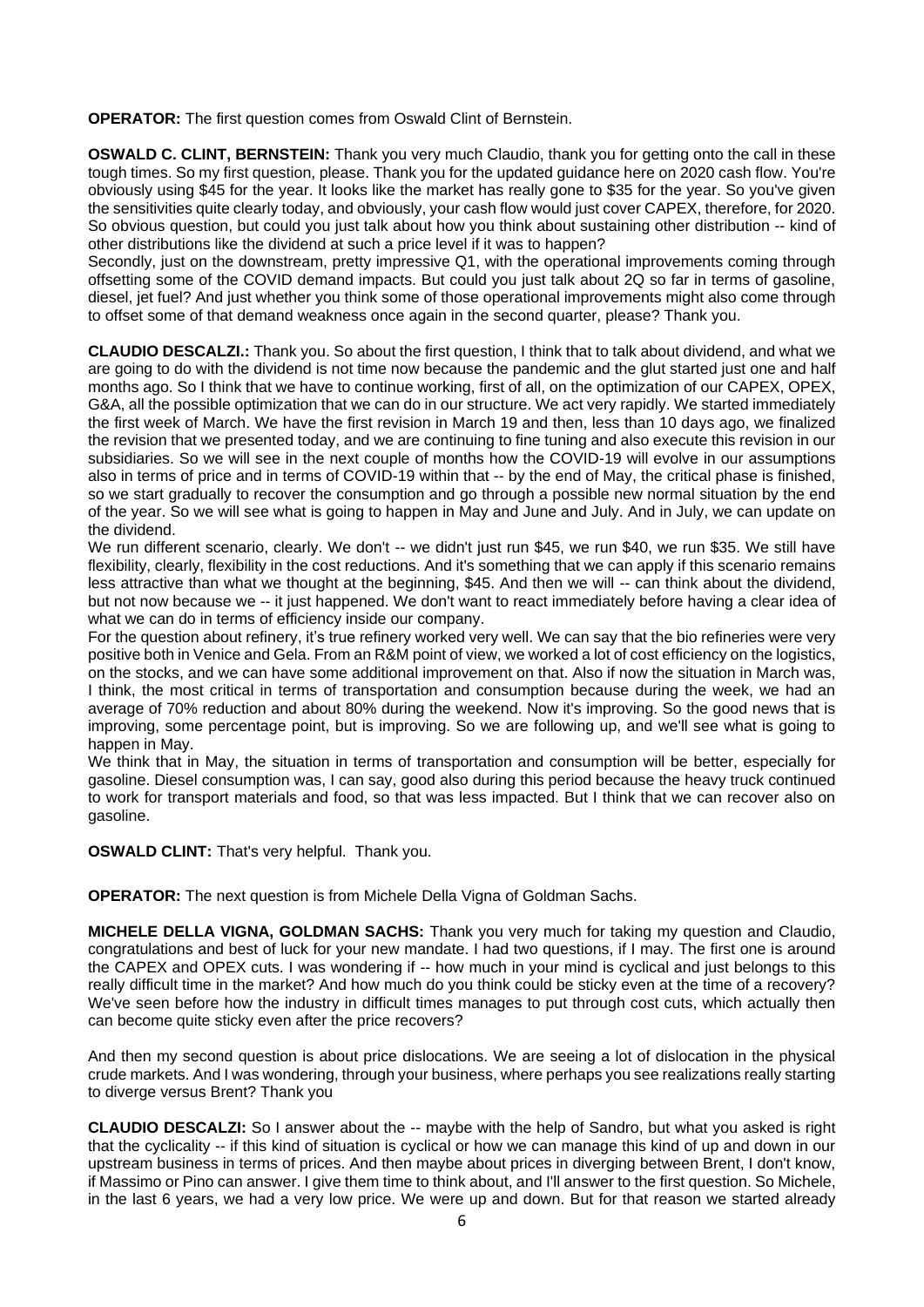**OPERATOR:** The first question comes from Oswald Clint of Bernstein.

**OSWALD C. CLINT, BERNSTEIN:** Thank you very much Claudio, thank you for getting onto the call in these tough times. So my first question, please. Thank you for the updated guidance here on 2020 cash flow. You're obviously using $45 for the year. It looks like the market has really gone to $35 for the year. So you've given the sensitivities quite clearly today, and obviously, your cash flow would just cover CAPEX, therefore, for 2020. So obvious question, but could you just talk about how you think about sustaining other distribution -- kind of other distributions like the dividend at such a price level if it was to happen?

Secondly, just on the downstream, pretty impressive Q1, with the operational improvements coming through offsetting some of the COVID demand impacts. But could you just talk about 2Q so far in terms of gasoline, diesel, jet fuel? And just whether you think some of those operational improvements might also come through to offset some of that demand weakness once again in the second quarter, please? Thank you.

**CLAUDIO DESCALZI.:** Thank you. So about the first question, I think that to talk about dividend, and what we are going to do with the dividend is not time now because the pandemic and the glut started just one and half months ago. So I think that we have to continue working, first of all, on the optimization of our CAPEX, OPEX, G&A, all the possible optimization that we can do in our structure. We act very rapidly. We started immediately the first week of March. We have the first revision in March 19 and then, less than 10 days ago, we finalized the revision that we presented today, and we are continuing to fine tuning and also execute this revision in our subsidiaries. So we will see in the next couple of months how the COVID-19 will evolve in our assumptions also in terms of price and in terms of COVID-19 within that -- by the end of May, the critical phase is finished, so we start gradually to recover the consumption and go through a possible new normal situation by the end of the year. So we will see what is going to happen in May and June and July. And in July, we can update on the dividend.

We run different scenario, clearly. We don't -- we didn't just run $45, we run $40, we run $35. We still have flexibility, clearly, flexibility in the cost reductions. And it's something that we can apply if this scenario remains less attractive than what we thought at the beginning, $45. And then we will -- can think about the dividend, but not now because we -- it just happened. We don't want to react immediately before having a clear idea of what we can do in terms of efficiency inside our company.

For the question about refinery, it's true refinery worked very well. We can say that the bio refineries were very positive both in Venice and Gela. From an R&M point of view, we worked a lot of cost efficiency on the logistics, on the stocks, and we can have some additional improvement on that. Also if now the situation in March was, I think, the most critical in terms of transportation and consumption because during the week, we had an average of 70% reduction and about 80% during the weekend. Now it's improving. So the good news that is improving, some percentage point, but is improving. So we are following up, and we'll see what is going to happen in May.

We think that in May, the situation in terms of transportation and consumption will be better, especially for gasoline. Diesel consumption was, I can say, good also during this period because the heavy truck continued to work for transport materials and food, so that was less impacted. But I think that we can recover also on gasoline.

**OSWALD CLINT:** That's very helpful. Thank you.

**OPERATOR:** The next question is from Michele Della Vigna of Goldman Sachs.

**MICHELE DELLA VIGNA, GOLDMAN SACHS:** Thank you very much for taking my question and Claudio, congratulations and best of luck for your new mandate. I had two questions, if I may. The first one is around the CAPEX and OPEX cuts. I was wondering if -- how much in your mind is cyclical and just belongs to this really difficult time in the market? And how much do you think could be sticky even at the time of a recovery? We've seen before how the industry in difficult times manages to put through cost cuts, which actually then can become quite sticky even after the price recovers?

And then my second question is about price dislocations. We are seeing a lot of dislocation in the physical crude markets. And I was wondering, through your business, where perhaps you see realizations really starting to diverge versus Brent? Thank you

**CLAUDIO DESCALZI:** So I answer about the -- maybe with the help of Sandro, but what you asked is right that the cyclicality -- if this kind of situation is cyclical or how we can manage this kind of up and down in our upstream business in terms of prices. And then maybe about prices in diverging between Brent, I don't know, if Massimo or Pino can answer. I give them time to think about, and I'll answer to the first question. So Michele, in the last 6 years, we had a very low price. We were up and down. But for that reason we started already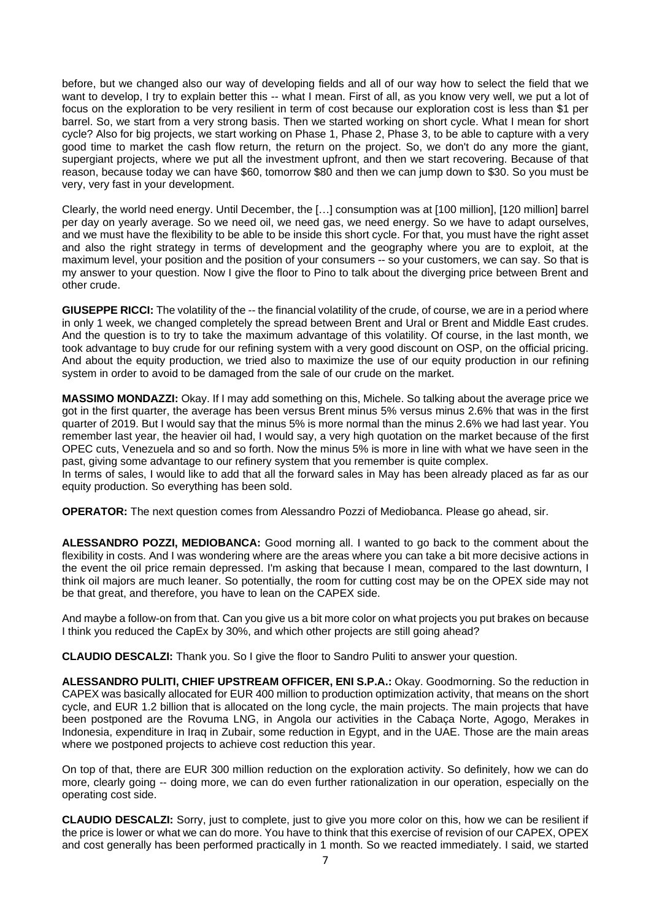before, but we changed also our way of developing fields and all of our way how to select the field that we want to develop, I try to explain better this -- what I mean. First of all, as you know very well, we put a lot of focus on the exploration to be very resilient in term of cost because our exploration cost is less than $1 per barrel. So, we start from a very strong basis. Then we started working on short cycle. What I mean for short cycle? Also for big projects, we start working on Phase 1, Phase 2, Phase 3, to be able to capture with a very good time to market the cash flow return, the return on the project. So, we don't do any more the giant, supergiant projects, where we put all the investment upfront, and then we start recovering. Because of that reason, because today we can have $60, tomorrow $80 and then we can jump down to $30. So you must be very, very fast in your development.

Clearly, the world need energy. Until December, the […] consumption was at [100 million], [120 million] barrel per day on yearly average. So we need oil, we need gas, we need energy. So we have to adapt ourselves, and we must have the flexibility to be able to be inside this short cycle. For that, you must have the right asset and also the right strategy in terms of development and the geography where you are to exploit, at the maximum level, your position and the position of your consumers -- so your customers, we can say. So that is my answer to your question. Now I give the floor to Pino to talk about the diverging price between Brent and other crude.

**GIUSEPPE RICCI:** The volatility of the -- the financial volatility of the crude, of course, we are in a period where in only 1 week, we changed completely the spread between Brent and Ural or Brent and Middle East crudes. And the question is to try to take the maximum advantage of this volatility. Of course, in the last month, we took advantage to buy crude for our refining system with a very good discount on OSP, on the official pricing. And about the equity production, we tried also to maximize the use of our equity production in our refining system in order to avoid to be damaged from the sale of our crude on the market.

**MASSIMO MONDAZZI:** Okay. If I may add something on this, Michele. So talking about the average price we got in the first quarter, the average has been versus Brent minus 5% versus minus 2.6% that was in the first quarter of 2019. But I would say that the minus 5% is more normal than the minus 2.6% we had last year. You remember last year, the heavier oil had, I would say, a very high quotation on the market because of the first OPEC cuts, Venezuela and so and so forth. Now the minus 5% is more in line with what we have seen in the past, giving some advantage to our refinery system that you remember is quite complex.
In terms of sales, I would like to add that all the forward sales in May has been already placed as far as our equity production. So everything has been sold.

**OPERATOR:** The next question comes from Alessandro Pozzi of Mediobanca. Please go ahead, sir.

**ALESSANDRO POZZI, MEDIOBANCA:** Good morning all. I wanted to go back to the comment about the flexibility in costs. And I was wondering where are the areas where you can take a bit more decisive actions in the event the oil price remain depressed. I'm asking that because I mean, compared to the last downturn, I think oil majors are much leaner. So potentially, the room for cutting cost may be on the OPEX side may not be that great, and therefore, you have to lean on the CAPEX side.

And maybe a follow-on from that. Can you give us a bit more color on what projects you put brakes on because I think you reduced the CapEx by 30%, and which other projects are still going ahead?

**CLAUDIO DESCALZI:** Thank you. So I give the floor to Sandro Puliti to answer your question.

**ALESSANDRO PULITI, CHIEF UPSTREAM OFFICER, ENI S.P.A.:** Okay. Goodmorning. So the reduction in CAPEX was basically allocated for EUR 400 million to production optimization activity, that means on the short cycle, and EUR 1.2 billion that is allocated on the long cycle, the main projects. The main projects that have been postponed are the Rovuma LNG, in Angola our activities in the Cabaça Norte, Agogo, Merakes in Indonesia, expenditure in Iraq in Zubair, some reduction in Egypt, and in the UAE. Those are the main areas where we postponed projects to achieve cost reduction this year.

On top of that, there are EUR 300 million reduction on the exploration activity. So definitely, how we can do more, clearly going -- doing more, we can do even further rationalization in our operation, especially on the operating cost side.

**CLAUDIO DESCALZI:** Sorry, just to complete, just to give you more color on this, how we can be resilient if the price is lower or what we can do more. You have to think that this exercise of revision of our CAPEX, OPEX and cost generally has been performed practically in 1 month. So we reacted immediately. I said, we started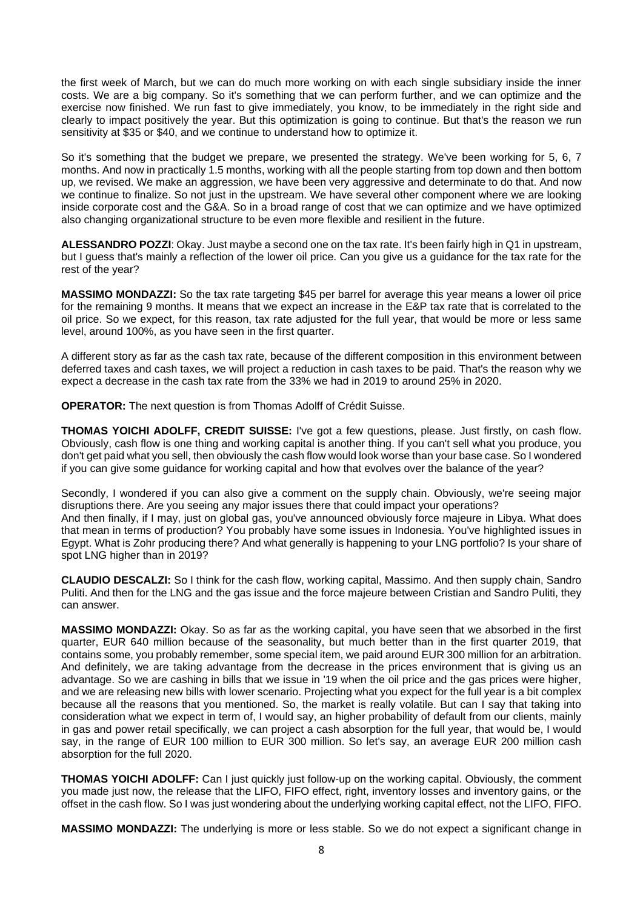the first week of March, but we can do much more working on with each single subsidiary inside the inner costs. We are a big company. So it's something that we can perform further, and we can optimize and the exercise now finished. We run fast to give immediately, you know, to be immediately in the right side and clearly to impact positively the year. But this optimization is going to continue. But that's the reason we run sensitivity at $35 or $40, and we continue to understand how to optimize it.

So it's something that the budget we prepare, we presented the strategy. We've been working for 5, 6, 7 months. And now in practically 1.5 months, working with all the people starting from top down and then bottom up, we revised. We make an aggression, we have been very aggressive and determinate to do that. And now we continue to finalize. So not just in the upstream. We have several other component where we are looking inside corporate cost and the G&A. So in a broad range of cost that we can optimize and we have optimized also changing organizational structure to be even more flexible and resilient in the future.

**ALESSANDRO POZZI**: Okay. Just maybe a second one on the tax rate. It's been fairly high in Q1 in upstream, but I guess that's mainly a reflection of the lower oil price. Can you give us a guidance for the tax rate for the rest of the year?

**MASSIMO MONDAZZI:** So the tax rate targeting $45 per barrel for average this year means a lower oil price for the remaining 9 months. It means that we expect an increase in the E&P tax rate that is correlated to the oil price. So we expect, for this reason, tax rate adjusted for the full year, that would be more or less same level, around 100%, as you have seen in the first quarter.

A different story as far as the cash tax rate, because of the different composition in this environment between deferred taxes and cash taxes, we will project a reduction in cash taxes to be paid. That's the reason why we expect a decrease in the cash tax rate from the 33% we had in 2019 to around 25% in 2020.

**OPERATOR:** The next question is from Thomas Adolff of Crédit Suisse.

**THOMAS YOICHI ADOLFF, CREDIT SUISSE:** I've got a few questions, please. Just firstly, on cash flow. Obviously, cash flow is one thing and working capital is another thing. If you can't sell what you produce, you don't get paid what you sell, then obviously the cash flow would look worse than your base case. So I wondered if you can give some guidance for working capital and how that evolves over the balance of the year?

Secondly, I wondered if you can also give a comment on the supply chain. Obviously, we're seeing major disruptions there. Are you seeing any major issues there that could impact your operations?
And then finally, if I may, just on global gas, you've announced obviously force majeure in Libya. What does that mean in terms of production? You probably have some issues in Indonesia. You've highlighted issues in Egypt. What is Zohr producing there? And what generally is happening to your LNG portfolio? Is your share of spot LNG higher than in 2019?

**CLAUDIO DESCALZI:** So I think for the cash flow, working capital, Massimo. And then supply chain, Sandro Puliti. And then for the LNG and the gas issue and the force majeure between Cristian and Sandro Puliti, they can answer.

**MASSIMO MONDAZZI:** Okay. So as far as the working capital, you have seen that we absorbed in the first quarter, EUR 640 million because of the seasonality, but much better than in the first quarter 2019, that contains some, you probably remember, some special item, we paid around EUR 300 million for an arbitration. And definitely, we are taking advantage from the decrease in the prices environment that is giving us an advantage. So we are cashing in bills that we issue in '19 when the oil price and the gas prices were higher, and we are releasing new bills with lower scenario. Projecting what you expect for the full year is a bit complex because all the reasons that you mentioned. So, the market is really volatile. But can I say that taking into consideration what we expect in term of, I would say, an higher probability of default from our clients, mainly in gas and power retail specifically, we can project a cash absorption for the full year, that would be, I would say, in the range of EUR 100 million to EUR 300 million. So let's say, an average EUR 200 million cash absorption for the full 2020.

**THOMAS YOICHI ADOLFF:** Can I just quickly just follow-up on the working capital. Obviously, the comment you made just now, the release that the LIFO, FIFO effect, right, inventory losses and inventory gains, or the offset in the cash flow. So I was just wondering about the underlying working capital effect, not the LIFO, FIFO.

**MASSIMO MONDAZZI:** The underlying is more or less stable. So we do not expect a significant change in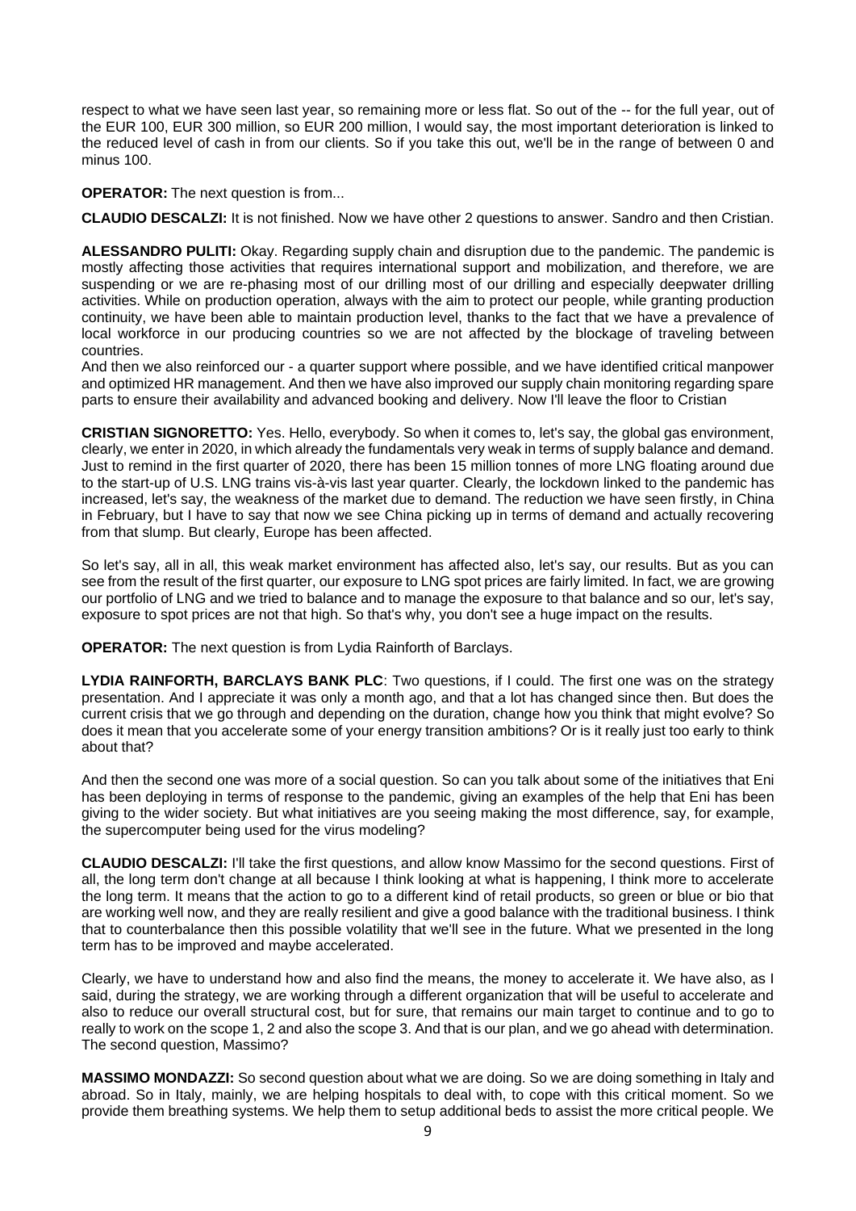respect to what we have seen last year, so remaining more or less flat. So out of the -- for the full year, out of the EUR 100, EUR 300 million, so EUR 200 million, I would say, the most important deterioration is linked to the reduced level of cash in from our clients. So if you take this out, we'll be in the range of between 0 and minus 100.

**OPERATOR:** The next question is from...

**CLAUDIO DESCALZI:** It is not finished. Now we have other 2 questions to answer. Sandro and then Cristian.

**ALESSANDRO PULITI:** Okay. Regarding supply chain and disruption due to the pandemic. The pandemic is mostly affecting those activities that requires international support and mobilization, and therefore, we are suspending or we are re-phasing most of our drilling most of our drilling and especially deepwater drilling activities. While on production operation, always with the aim to protect our people, while granting production continuity, we have been able to maintain production level, thanks to the fact that we have a prevalence of local workforce in our producing countries so we are not affected by the blockage of traveling between countries.

And then we also reinforced our - a quarter support where possible, and we have identified critical manpower and optimized HR management. And then we have also improved our supply chain monitoring regarding spare parts to ensure their availability and advanced booking and delivery. Now I'll leave the floor to Cristian

**CRISTIAN SIGNORETTO:** Yes. Hello, everybody. So when it comes to, let's say, the global gas environment, clearly, we enter in 2020, in which already the fundamentals very weak in terms of supply balance and demand. Just to remind in the first quarter of 2020, there has been 15 million tonnes of more LNG floating around due to the start-up of U.S. LNG trains vis-à-vis last year quarter. Clearly, the lockdown linked to the pandemic has increased, let's say, the weakness of the market due to demand. The reduction we have seen firstly, in China in February, but I have to say that now we see China picking up in terms of demand and actually recovering from that slump. But clearly, Europe has been affected.

So let's say, all in all, this weak market environment has affected also, let's say, our results. But as you can see from the result of the first quarter, our exposure to LNG spot prices are fairly limited. In fact, we are growing our portfolio of LNG and we tried to balance and to manage the exposure to that balance and so our, let's say, exposure to spot prices are not that high. So that's why, you don't see a huge impact on the results.

**OPERATOR:** The next question is from Lydia Rainforth of Barclays.

**LYDIA RAINFORTH, BARCLAYS BANK PLC**: Two questions, if I could. The first one was on the strategy presentation. And I appreciate it was only a month ago, and that a lot has changed since then. But does the current crisis that we go through and depending on the duration, change how you think that might evolve? So does it mean that you accelerate some of your energy transition ambitions? Or is it really just too early to think about that?

And then the second one was more of a social question. So can you talk about some of the initiatives that Eni has been deploying in terms of response to the pandemic, giving an examples of the help that Eni has been giving to the wider society. But what initiatives are you seeing making the most difference, say, for example, the supercomputer being used for the virus modeling?

**CLAUDIO DESCALZI:** I'll take the first questions, and allow know Massimo for the second questions. First of all, the long term don't change at all because I think looking at what is happening, I think more to accelerate the long term. It means that the action to go to a different kind of retail products, so green or blue or bio that are working well now, and they are really resilient and give a good balance with the traditional business. I think that to counterbalance then this possible volatility that we'll see in the future. What we presented in the long term has to be improved and maybe accelerated.

Clearly, we have to understand how and also find the means, the money to accelerate it. We have also, as I said, during the strategy, we are working through a different organization that will be useful to accelerate and also to reduce our overall structural cost, but for sure, that remains our main target to continue and to go to really to work on the scope 1, 2 and also the scope 3. And that is our plan, and we go ahead with determination. The second question, Massimo?

**MASSIMO MONDAZZI:** So second question about what we are doing. So we are doing something in Italy and abroad. So in Italy, mainly, we are helping hospitals to deal with, to cope with this critical moment. So we provide them breathing systems. We help them to setup additional beds to assist the more critical people. We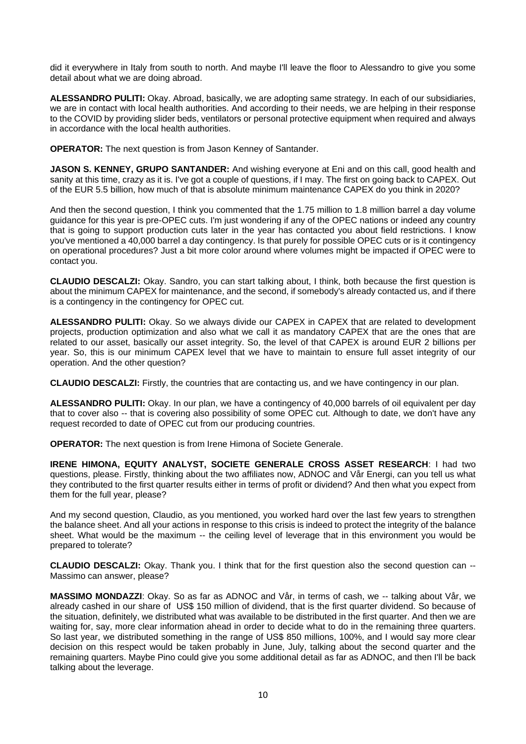did it everywhere in Italy from south to north. And maybe I'll leave the floor to Alessandro to give you some detail about what we are doing abroad.

**ALESSANDRO PULITI:** Okay. Abroad, basically, we are adopting same strategy. In each of our subsidiaries, we are in contact with local health authorities. And according to their needs, we are helping in their response to the COVID by providing slider beds, ventilators or personal protective equipment when required and always in accordance with the local health authorities.

**OPERATOR:** The next question is from Jason Kenney of Santander.

**JASON S. KENNEY, GRUPO SANTANDER:** And wishing everyone at Eni and on this call, good health and sanity at this time, crazy as it is. I've got a couple of questions, if I may. The first on going back to CAPEX. Out of the EUR 5.5 billion, how much of that is absolute minimum maintenance CAPEX do you think in 2020?

And then the second question, I think you commented that the 1.75 million to 1.8 million barrel a day volume guidance for this year is pre-OPEC cuts. I'm just wondering if any of the OPEC nations or indeed any country that is going to support production cuts later in the year has contacted you about field restrictions. I know you've mentioned a 40,000 barrel a day contingency. Is that purely for possible OPEC cuts or is it contingency on operational procedures? Just a bit more color around where volumes might be impacted if OPEC were to contact you.

**CLAUDIO DESCALZI:** Okay. Sandro, you can start talking about, I think, both because the first question is about the minimum CAPEX for maintenance, and the second, if somebody's already contacted us, and if there is a contingency in the contingency for OPEC cut.

**ALESSANDRO PULITI:** Okay. So we always divide our CAPEX in CAPEX that are related to development projects, production optimization and also what we call it as mandatory CAPEX that are the ones that are related to our asset, basically our asset integrity. So, the level of that CAPEX is around EUR 2 billions per year. So, this is our minimum CAPEX level that we have to maintain to ensure full asset integrity of our operation. And the other question?

**CLAUDIO DESCALZI:** Firstly, the countries that are contacting us, and we have contingency in our plan.

**ALESSANDRO PULITI:** Okay. In our plan, we have a contingency of 40,000 barrels of oil equivalent per day that to cover also -- that is covering also possibility of some OPEC cut. Although to date, we don't have any request recorded to date of OPEC cut from our producing countries.

**OPERATOR:** The next question is from Irene Himona of Societe Generale.

**IRENE HIMONA, EQUITY ANALYST, SOCIETE GENERALE CROSS ASSET RESEARCH**: I had two questions, please. Firstly, thinking about the two affiliates now, ADNOC and Vår Energi, can you tell us what they contributed to the first quarter results either in terms of profit or dividend? And then what you expect from them for the full year, please?

And my second question, Claudio, as you mentioned, you worked hard over the last few years to strengthen the balance sheet. And all your actions in response to this crisis is indeed to protect the integrity of the balance sheet. What would be the maximum -- the ceiling level of leverage that in this environment you would be prepared to tolerate?

**CLAUDIO DESCALZI:** Okay. Thank you. I think that for the first question also the second question can -- Massimo can answer, please?

**MASSIMO MONDAZZI**: Okay. So as far as ADNOC and Vår, in terms of cash, we -- talking about Vår, we already cashed in our share of US$ 150 million of dividend, that is the first quarter dividend. So because of the situation, definitely, we distributed what was available to be distributed in the first quarter. And then we are waiting for, say, more clear information ahead in order to decide what to do in the remaining three quarters. So last year, we distributed something in the range of US$ 850 millions, 100%, and I would say more clear decision on this respect would be taken probably in June, July, talking about the second quarter and the remaining quarters. Maybe Pino could give you some additional detail as far as ADNOC, and then I'll be back talking about the leverage.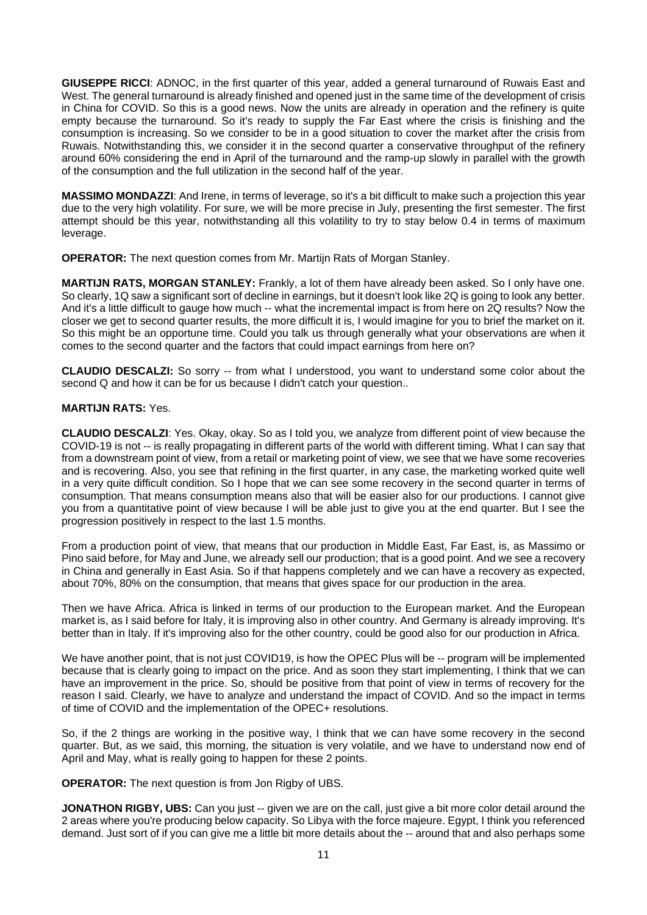**GIUSEPPE RICCI**: ADNOC, in the first quarter of this year, added a general turnaround of Ruwais East and West. The general turnaround is already finished and opened just in the same time of the development of crisis in China for COVID. So this is a good news. Now the units are already in operation and the refinery is quite empty because the turnaround. So it's ready to supply the Far East where the crisis is finishing and the consumption is increasing. So we consider to be in a good situation to cover the market after the crisis from Ruwais. Notwithstanding this, we consider it in the second quarter a conservative throughput of the refinery around 60% considering the end in April of the turnaround and the ramp-up slowly in parallel with the growth of the consumption and the full utilization in the second half of the year.

**MASSIMO MONDAZZI**: And Irene, in terms of leverage, so it's a bit difficult to make such a projection this year due to the very high volatility. For sure, we will be more precise in July, presenting the first semester. The first attempt should be this year, notwithstanding all this volatility to try to stay below 0.4 in terms of maximum leverage.

**OPERATOR:** The next question comes from Mr. Martijn Rats of Morgan Stanley.

**MARTIJN RATS, MORGAN STANLEY:** Frankly, a lot of them have already been asked. So I only have one. So clearly, 1Q saw a significant sort of decline in earnings, but it doesn't look like 2Q is going to look any better. And it's a little difficult to gauge how much -- what the incremental impact is from here on 2Q results? Now the closer we get to second quarter results, the more difficult it is, I would imagine for you to brief the market on it. So this might be an opportune time. Could you talk us through generally what your observations are when it comes to the second quarter and the factors that could impact earnings from here on?

**CLAUDIO DESCALZI:** So sorry -- from what I understood, you want to understand some color about the second Q and how it can be for us because I didn't catch your question..

**MARTIJN RATS:** Yes.

**CLAUDIO DESCALZI**: Yes. Okay, okay. So as I told you, we analyze from different point of view because the COVID-19 is not -- is really propagating in different parts of the world with different timing. What I can say that from a downstream point of view, from a retail or marketing point of view, we see that we have some recoveries and is recovering. Also, you see that refining in the first quarter, in any case, the marketing worked quite well in a very quite difficult condition. So I hope that we can see some recovery in the second quarter in terms of consumption. That means consumption means also that will be easier also for our productions. I cannot give you from a quantitative point of view because I will be able just to give you at the end quarter. But I see the progression positively in respect to the last 1.5 months.

From a production point of view, that means that our production in Middle East, Far East, is, as Massimo or Pino said before, for May and June, we already sell our production; that is a good point. And we see a recovery in China and generally in East Asia. So if that happens completely and we can have a recovery as expected, about 70%, 80% on the consumption, that means that gives space for our production in the area.

Then we have Africa. Africa is linked in terms of our production to the European market. And the European market is, as I said before for Italy, it is improving also in other country. And Germany is already improving. It's better than in Italy. If it's improving also for the other country, could be good also for our production in Africa.

We have another point, that is not just COVID19, is how the OPEC Plus will be -- program will be implemented because that is clearly going to impact on the price. And as soon they start implementing, I think that we can have an improvement in the price. So, should be positive from that point of view in terms of recovery for the reason I said. Clearly, we have to analyze and understand the impact of COVID. And so the impact in terms of time of COVID and the implementation of the OPEC+ resolutions.

So, if the 2 things are working in the positive way, I think that we can have some recovery in the second quarter. But, as we said, this morning, the situation is very volatile, and we have to understand now end of April and May, what is really going to happen for these 2 points.

**OPERATOR:** The next question is from Jon Rigby of UBS.

**JONATHON RIGBY, UBS:** Can you just -- given we are on the call, just give a bit more color detail around the 2 areas where you're producing below capacity. So Libya with the force majeure. Egypt, I think you referenced demand. Just sort of if you can give me a little bit more details about the -- around that and also perhaps some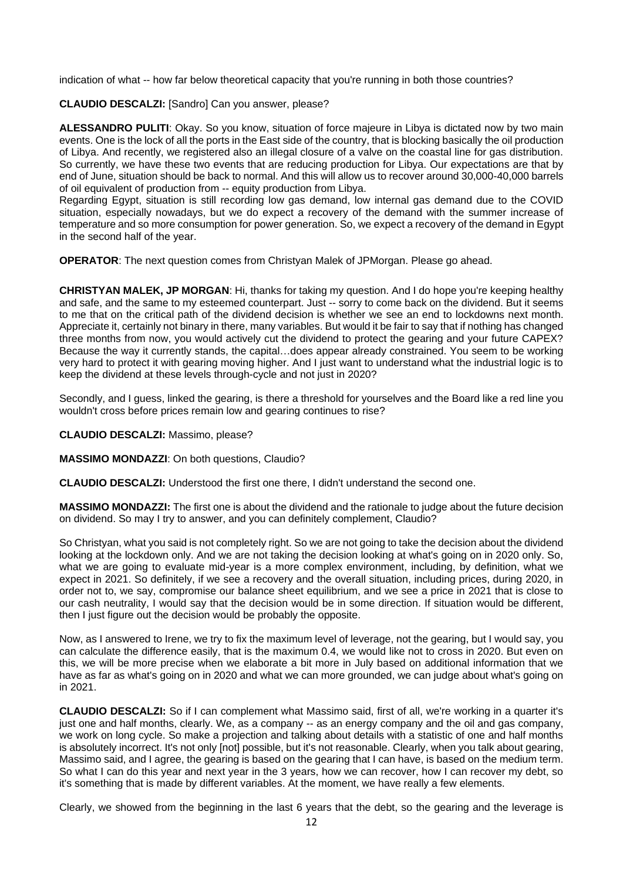indication of what -- how far below theoretical capacity that you're running in both those countries?

**CLAUDIO DESCALZI:** [Sandro] Can you answer, please?

**ALESSANDRO PULITI**: Okay. So you know, situation of force majeure in Libya is dictated now by two main events. One is the lock of all the ports in the East side of the country, that is blocking basically the oil production of Libya. And recently, we registered also an illegal closure of a valve on the coastal line for gas distribution. So currently, we have these two events that are reducing production for Libya. Our expectations are that by end of June, situation should be back to normal. And this will allow us to recover around 30,000-40,000 barrels of oil equivalent of production from -- equity production from Libya.

Regarding Egypt, situation is still recording low gas demand, low internal gas demand due to the COVID situation, especially nowadays, but we do expect a recovery of the demand with the summer increase of temperature and so more consumption for power generation. So, we expect a recovery of the demand in Egypt in the second half of the year.

**OPERATOR**: The next question comes from Christyan Malek of JPMorgan. Please go ahead.

**CHRISTYAN MALEK, JP MORGAN**: Hi, thanks for taking my question. And I do hope you're keeping healthy and safe, and the same to my esteemed counterpart. Just -- sorry to come back on the dividend. But it seems to me that on the critical path of the dividend decision is whether we see an end to lockdowns next month. Appreciate it, certainly not binary in there, many variables. But would it be fair to say that if nothing has changed three months from now, you would actively cut the dividend to protect the gearing and your future CAPEX? Because the way it currently stands, the capital…does appear already constrained. You seem to be working very hard to protect it with gearing moving higher. And I just want to understand what the industrial logic is to keep the dividend at these levels through-cycle and not just in 2020?

Secondly, and I guess, linked the gearing, is there a threshold for yourselves and the Board like a red line you wouldn't cross before prices remain low and gearing continues to rise?

**CLAUDIO DESCALZI:** Massimo, please?

**MASSIMO MONDAZZI**: On both questions, Claudio?

**CLAUDIO DESCALZI:** Understood the first one there, I didn't understand the second one.

**MASSIMO MONDAZZI:** The first one is about the dividend and the rationale to judge about the future decision on dividend. So may I try to answer, and you can definitely complement, Claudio?

So Christyan, what you said is not completely right. So we are not going to take the decision about the dividend looking at the lockdown only. And we are not taking the decision looking at what's going on in 2020 only. So, what we are going to evaluate mid-year is a more complex environment, including, by definition, what we expect in 2021. So definitely, if we see a recovery and the overall situation, including prices, during 2020, in order not to, we say, compromise our balance sheet equilibrium, and we see a price in 2021 that is close to our cash neutrality, I would say that the decision would be in some direction. If situation would be different, then I just figure out the decision would be probably the opposite.

Now, as I answered to Irene, we try to fix the maximum level of leverage, not the gearing, but I would say, you can calculate the difference easily, that is the maximum 0.4, we would like not to cross in 2020. But even on this, we will be more precise when we elaborate a bit more in July based on additional information that we have as far as what's going on in 2020 and what we can more grounded, we can judge about what's going on in 2021.

**CLAUDIO DESCALZI:** So if I can complement what Massimo said, first of all, we're working in a quarter it's just one and half months, clearly. We, as a company -- as an energy company and the oil and gas company, we work on long cycle. So make a projection and talking about details with a statistic of one and half months is absolutely incorrect. It's not only [not] possible, but it's not reasonable. Clearly, when you talk about gearing, Massimo said, and I agree, the gearing is based on the gearing that I can have, is based on the medium term. So what I can do this year and next year in the 3 years, how we can recover, how I can recover my debt, so it's something that is made by different variables. At the moment, we have really a few elements.

Clearly, we showed from the beginning in the last 6 years that the debt, so the gearing and the leverage is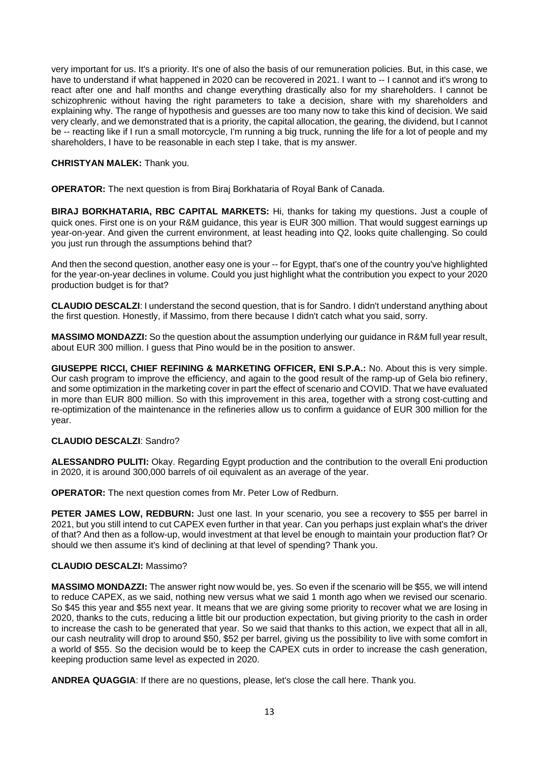very important for us. It's a priority. It's one of also the basis of our remuneration policies. But, in this case, we have to understand if what happened in 2020 can be recovered in 2021. I want to -- I cannot and it's wrong to react after one and half months and change everything drastically also for my shareholders. I cannot be schizophrenic without having the right parameters to take a decision, share with my shareholders and explaining why. The range of hypothesis and guesses are too many now to take this kind of decision. We said very clearly, and we demonstrated that is a priority, the capital allocation, the gearing, the dividend, but I cannot be -- reacting like if I run a small motorcycle, I'm running a big truck, running the life for a lot of people and my shareholders, I have to be reasonable in each step I take, that is my answer.

**CHRISTYAN MALEK:** Thank you.

**OPERATOR:** The next question is from Biraj Borkhataria of Royal Bank of Canada.

**BIRAJ BORKHATARIA, RBC CAPITAL MARKETS:** Hi, thanks for taking my questions. Just a couple of quick ones. First one is on your R&M guidance, this year is EUR 300 million. That would suggest earnings up year-on-year. And given the current environment, at least heading into Q2, looks quite challenging. So could you just run through the assumptions behind that?

And then the second question, another easy one is your -- for Egypt, that's one of the country you've highlighted for the year-on-year declines in volume. Could you just highlight what the contribution you expect to your 2020 production budget is for that?

**CLAUDIO DESCALZI**: I understand the second question, that is for Sandro. I didn't understand anything about the first question. Honestly, if Massimo, from there because I didn't catch what you said, sorry.

**MASSIMO MONDAZZI:** So the question about the assumption underlying our guidance in R&M full year result, about EUR 300 million. I guess that Pino would be in the position to answer.

**GIUSEPPE RICCI, CHIEF REFINING & MARKETING OFFICER, ENI S.P.A.:** No. About this is very simple. Our cash program to improve the efficiency, and again to the good result of the ramp-up of Gela bio refinery, and some optimization in the marketing cover in part the effect of scenario and COVID. That we have evaluated in more than EUR 800 million. So with this improvement in this area, together with a strong cost-cutting and re-optimization of the maintenance in the refineries allow us to confirm a guidance of EUR 300 million for the year.

**CLAUDIO DESCALZI**: Sandro?

**ALESSANDRO PULITI:** Okay. Regarding Egypt production and the contribution to the overall Eni production in 2020, it is around 300,000 barrels of oil equivalent as an average of the year.

**OPERATOR:** The next question comes from Mr. Peter Low of Redburn.

**PETER JAMES LOW, REDBURN:** Just one last. In your scenario, you see a recovery to $55 per barrel in 2021, but you still intend to cut CAPEX even further in that year. Can you perhaps just explain what's the driver of that? And then as a follow-up, would investment at that level be enough to maintain your production flat? Or should we then assume it's kind of declining at that level of spending? Thank you.

**CLAUDIO DESCALZI:** Massimo?

**MASSIMO MONDAZZI:** The answer right now would be, yes. So even if the scenario will be $55, we will intend to reduce CAPEX, as we said, nothing new versus what we said 1 month ago when we revised our scenario. So $45 this year and $55 next year. It means that we are giving some priority to recover what we are losing in 2020, thanks to the cuts, reducing a little bit our production expectation, but giving priority to the cash in order to increase the cash to be generated that year. So we said that thanks to this action, we expect that all in all, our cash neutrality will drop to around $50, $52 per barrel, giving us the possibility to live with some comfort in a world of $55. So the decision would be to keep the CAPEX cuts in order to increase the cash generation, keeping production same level as expected in 2020.

**ANDREA QUAGGIA**: If there are no questions, please, let's close the call here. Thank you.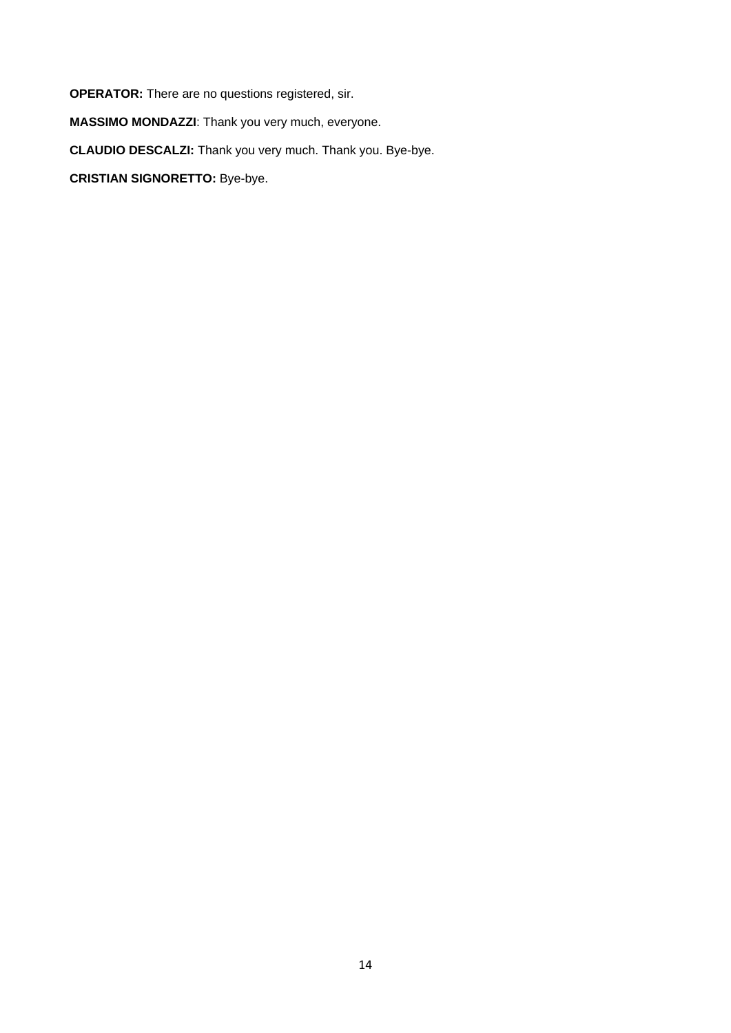**OPERATOR:** There are no questions registered, sir.

**MASSIMO MONDAZZI**: Thank you very much, everyone.

**CLAUDIO DESCALZI:** Thank you very much. Thank you. Bye-bye.

**CRISTIAN SIGNORETTO:** Bye-bye.